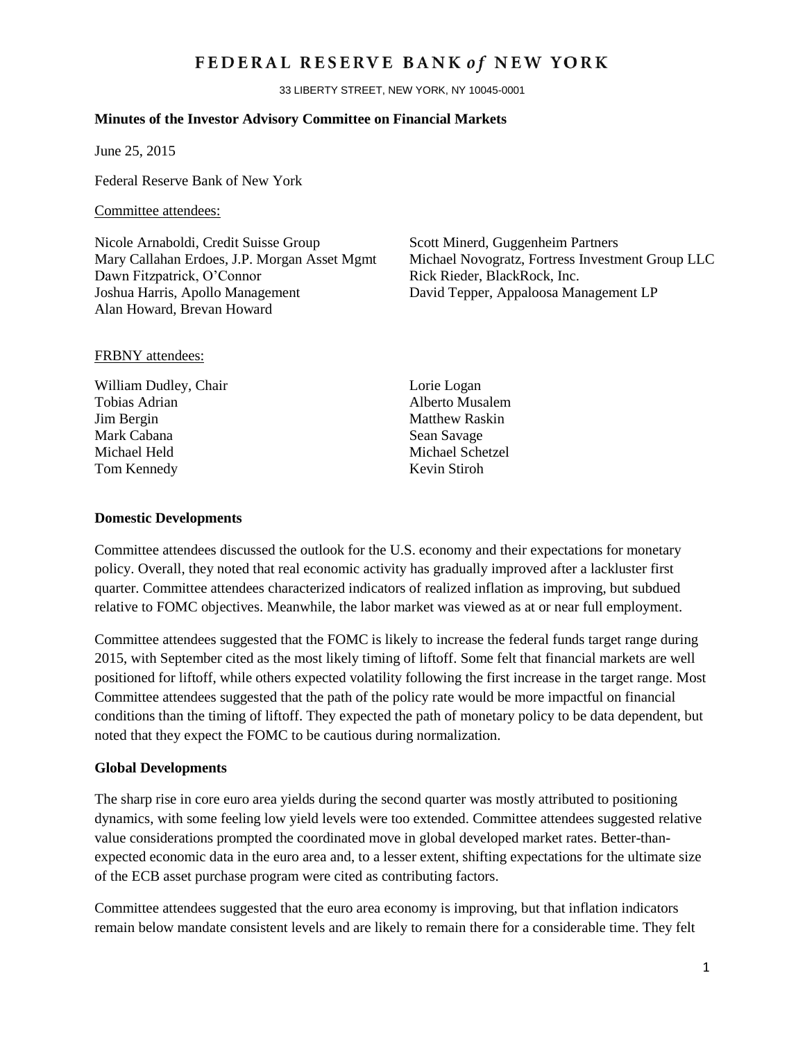# FEDERAL RESERVE BANK *of* NEW YORK

33 LIBERTY STREET, NEW YORK, NY 10045-0001

**Minutes of the Investor Advisory Committee on Financial Markets**

June 25, 2015

Federal Reserve Bank of New York

Committee attendees:

Nicole Arnaboldi, Credit Suisse Group
Mary Callahan Erdoes, J.P. Morgan Asset Mgmt
Dawn Fitzpatrick, O'Connor
Joshua Harris, Apollo Management
Alan Howard, Brevan Howard
Scott Minerd, Guggenheim Partners
Michael Novogratz, Fortress Investment Group LLC
Rick Rieder, BlackRock, Inc.
David Tepper, Appaloosa Management LP

FRBNY attendees:

William Dudley, Chair
Tobias Adrian
Jim Bergin
Mark Cabana
Michael Held
Tom Kennedy
Lorie Logan
Alberto Musalem
Matthew Raskin
Sean Savage
Michael Schetzel
Kevin Stiroh

**Domestic Developments**

Committee attendees discussed the outlook for the U.S. economy and their expectations for monetary policy. Overall, they noted that real economic activity has gradually improved after a lackluster first quarter. Committee attendees characterized indicators of realized inflation as improving, but subdued relative to FOMC objectives. Meanwhile, the labor market was viewed as at or near full employment.

Committee attendees suggested that the FOMC is likely to increase the federal funds target range during 2015, with September cited as the most likely timing of liftoff. Some felt that financial markets are well positioned for liftoff, while others expected volatility following the first increase in the target range. Most Committee attendees suggested that the path of the policy rate would be more impactful on financial conditions than the timing of liftoff. They expected the path of monetary policy to be data dependent, but noted that they expect the FOMC to be cautious during normalization.

**Global Developments**

The sharp rise in core euro area yields during the second quarter was mostly attributed to positioning dynamics, with some feeling low yield levels were too extended. Committee attendees suggested relative value considerations prompted the coordinated move in global developed market rates. Better-than-expected economic data in the euro area and, to a lesser extent, shifting expectations for the ultimate size of the ECB asset purchase program were cited as contributing factors.

Committee attendees suggested that the euro area economy is improving, but that inflation indicators remain below mandate consistent levels and are likely to remain there for a considerable time. They felt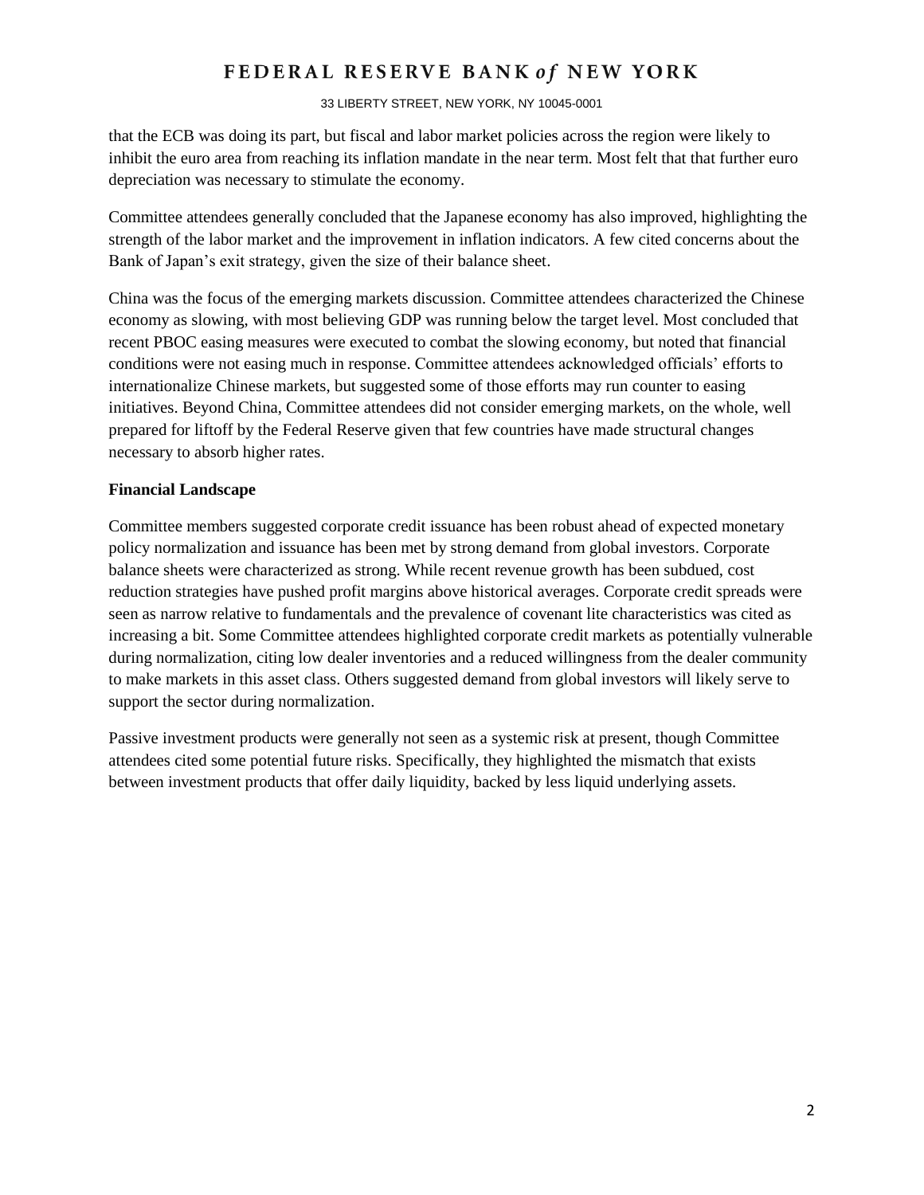that the ECB was doing its part, but fiscal and labor market policies across the region were likely to inhibit the euro area from reaching its inflation mandate in the near term. Most felt that that further euro depreciation was necessary to stimulate the economy.

Committee attendees generally concluded that the Japanese economy has also improved, highlighting the strength of the labor market and the improvement in inflation indicators. A few cited concerns about the Bank of Japan's exit strategy, given the size of their balance sheet.

China was the focus of the emerging markets discussion. Committee attendees characterized the Chinese economy as slowing, with most believing GDP was running below the target level. Most concluded that recent PBOC easing measures were executed to combat the slowing economy, but noted that financial conditions were not easing much in response. Committee attendees acknowledged officials' efforts to internationalize Chinese markets, but suggested some of those efforts may run counter to easing initiatives. Beyond China, Committee attendees did not consider emerging markets, on the whole, well prepared for liftoff by the Federal Reserve given that few countries have made structural changes necessary to absorb higher rates.

**Financial Landscape**

Committee members suggested corporate credit issuance has been robust ahead of expected monetary policy normalization and issuance has been met by strong demand from global investors. Corporate balance sheets were characterized as strong. While recent revenue growth has been subdued, cost reduction strategies have pushed profit margins above historical averages. Corporate credit spreads were seen as narrow relative to fundamentals and the prevalence of covenant lite characteristics was cited as increasing a bit. Some Committee attendees highlighted corporate credit markets as potentially vulnerable during normalization, citing low dealer inventories and a reduced willingness from the dealer community to make markets in this asset class. Others suggested demand from global investors will likely serve to support the sector during normalization.

Passive investment products were generally not seen as a systemic risk at present, though Committee attendees cited some potential future risks. Specifically, they highlighted the mismatch that exists between investment products that offer daily liquidity, backed by less liquid underlying assets.